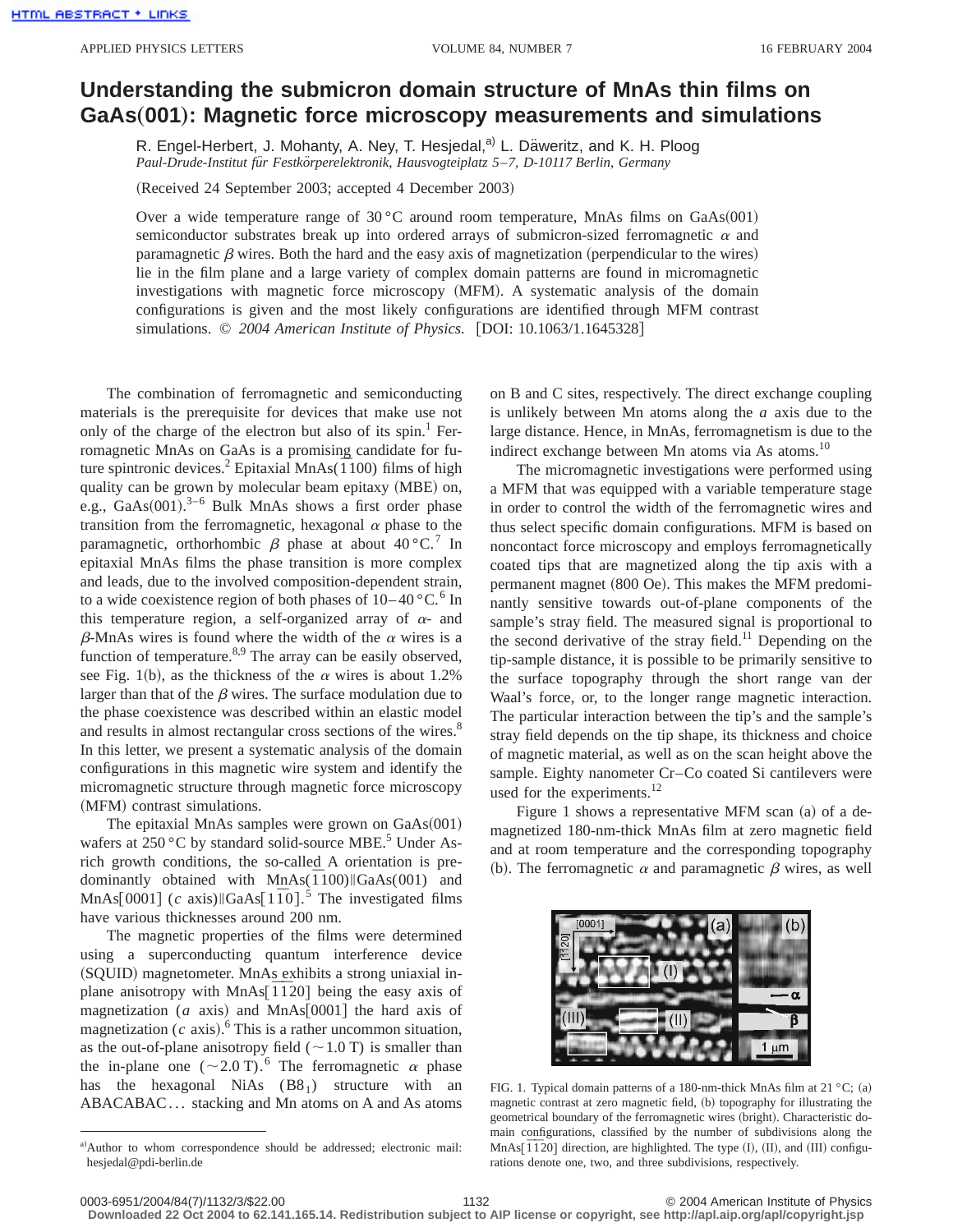# Understanding the submicron domain structure of MnAs thin films on GaAs(001): Magnetic force microscopy measurements and simulations

R. Engel-Herbert, J. Mohanty, A. Ney, T. Hesjedal,[a] L. Däweritz, and K. H. Ploog

*Paul-Drude-Institut für Festkörperelektronik, Hausvogteiplatz 5–7, D-10117 Berlin, Germany*

(Received 24 September 2003; accepted 4 December 2003)

Over a wide temperature range of 30 °C around room temperature, MnAs films on GaAs(001) semiconductor substrates break up into ordered arrays of submicron-sized ferromagnetic $\alpha$ and paramagnetic $\beta$ wires. Both the hard and the easy axis of magnetization (perpendicular to the wires) lie in the film plane and a large variety of complex domain patterns are found in micromagnetic investigations with magnetic force microscopy (MFM). A systematic analysis of the domain configurations is given and the most likely configurations are identified through MFM contrast simulations. © *2004 American Institute of Physics.* [DOI: 10.1063/1.1645328]

The combination of ferromagnetic and semiconducting materials is the prerequisite for devices that make use not only of the charge of the electron but also of its spin.[1] Ferromagnetic MnAs on GaAs is a promising candidate for future spintronic devices.[2] Epitaxial MnAs($\bar{1}100$) films of high quality can be grown by molecular beam epitaxy (MBE) on, e.g., GaAs(001).[3–6] Bulk MnAs shows a first order phase transition from the ferromagnetic, hexagonal $\alpha$ phase to the paramagnetic, orthorhombic $\beta$ phase at about 40 °C.[7] In epitaxial MnAs films the phase transition is more complex and leads, due to the involved composition-dependent strain, to a wide coexistence region of both phases of 10–40 °C.[6] In this temperature region, a self-organized array of $\alpha$- and $\beta$-MnAs wires is found where the width of the $\alpha$ wires is a function of temperature.[8,9] The array can be easily observed, see Fig. 1(b), as the thickness of the $\alpha$ wires is about 1.2% larger than that of the $\beta$ wires. The surface modulation due to the phase coexistence was described within an elastic model and results in almost rectangular cross sections of the wires.[8] In this letter, we present a systematic analysis of the domain configurations in this magnetic wire system and identify the micromagnetic structure through magnetic force microscopy (MFM) contrast simulations.

The epitaxial MnAs samples were grown on GaAs(001) wafers at 250 °C by standard solid-source MBE.[5] Under As-rich growth conditions, the so-called A orientation is predominantly obtained with MnAs($\bar{1}100$)‖GaAs(001) and MnAs[0001] ($c$ axis)‖GaAs[$1\bar{1}0$].[5] The investigated films have various thicknesses around 200 nm.

The magnetic properties of the films were determined using a superconducting quantum interference device (SQUID) magnetometer. MnAs exhibits a strong uniaxial in-plane anisotropy with MnAs[$\bar{1}\bar{1}20$] being the easy axis of magnetization ($a$ axis) and MnAs[0001] the hard axis of magnetization ($c$ axis).[6] This is a rather uncommon situation, as the out-of-plane anisotropy field ($\sim$1.0 T) is smaller than the in-plane one ($\sim$2.0 T).[6] The ferromagnetic $\alpha$ phase has the hexagonal NiAs ($B8_1$) structure with an ABACABAC… stacking and Mn atoms on A and As atoms on B and C sites, respectively. The direct exchange coupling is unlikely between Mn atoms along the $a$ axis due to the large distance. Hence, in MnAs, ferromagnetism is due to the indirect exchange between Mn atoms via As atoms.[10]

The micromagnetic investigations were performed using a MFM that was equipped with a variable temperature stage in order to control the width of the ferromagnetic wires and thus select specific domain configurations. MFM is based on noncontact force microscopy and employs ferromagnetically coated tips that are magnetized along the tip axis with a permanent magnet (800 Oe). This makes the MFM predominantly sensitive towards out-of-plane components of the sample's stray field. The measured signal is proportional to the second derivative of the stray field.[11] Depending on the tip-sample distance, it is possible to be primarily sensitive to the surface topography through the short range van der Waal's force, or, to the longer range magnetic interaction. The particular interaction between the tip's and the sample's stray field depends on the tip shape, its thickness and choice of magnetic material, as well as on the scan height above the sample. Eighty nanometer Cr–Co coated Si cantilevers were used for the experiments.[12]

Figure 1 shows a representative MFM scan (a) of a demagnetized 180-nm-thick MnAs film at zero magnetic field and at room temperature and the corresponding topography (b). The ferromagnetic $\alpha$ and paramagnetic $\beta$ wires, as well

FIG. 1. Typical domain patterns of a 180-nm-thick MnAs film at 21 °C; (a) magnetic contrast at zero magnetic field, (b) topography for illustrating the geometrical boundary of the ferromagnetic wires (bright). Characteristic domain configurations, classified by the number of subdivisions along the MnAs[$\bar{1}\bar{1}20$] direction, are highlighted. The type (I), (II), and (III) configurations denote one, two, and three subdivisions, respectively.

[a] Author to whom correspondence should be addressed; electronic mail: hesjedal@pdi-berlin.de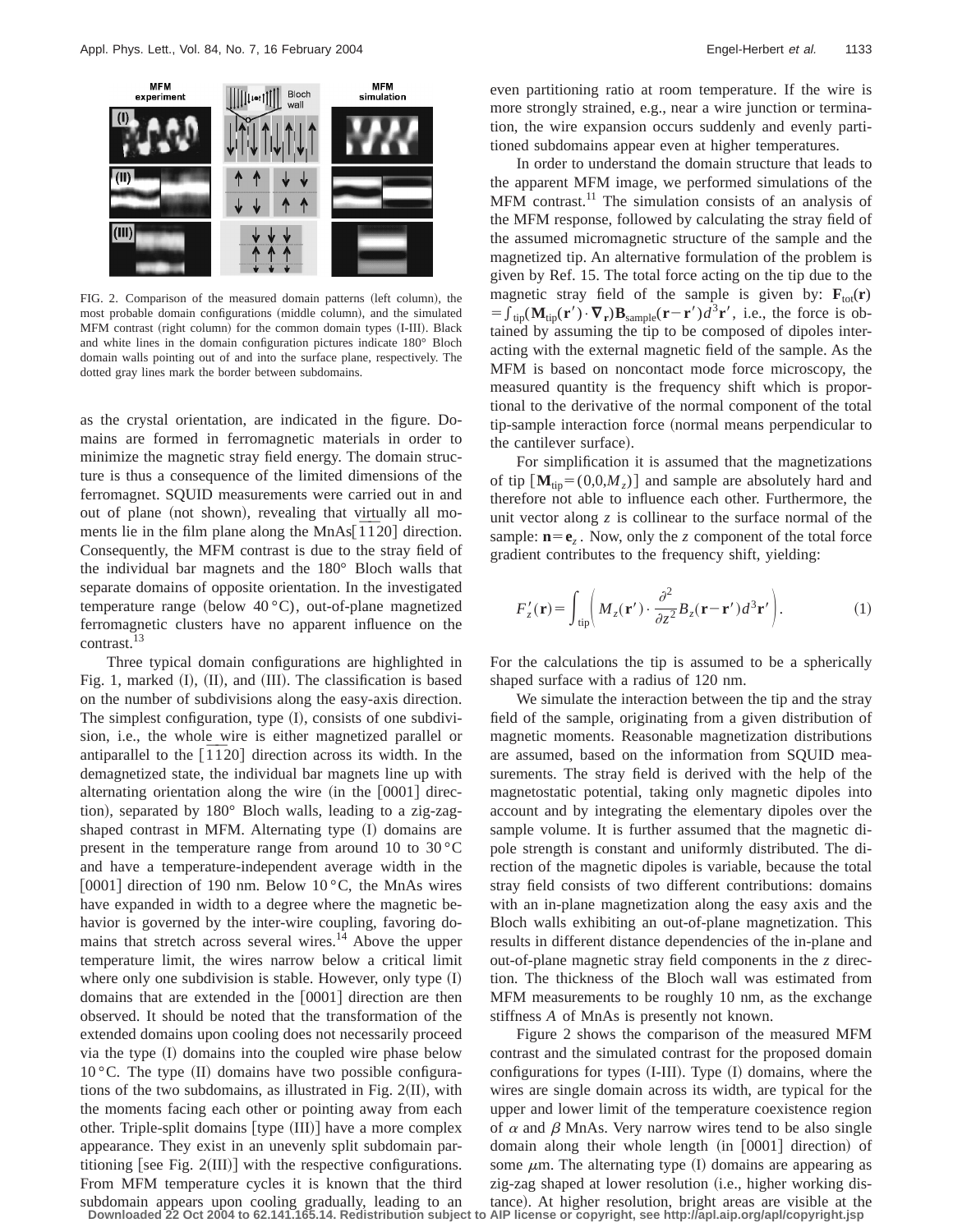FIG. 2. Comparison of the measured domain patterns (left column), the most probable domain configurations (middle column), and the simulated MFM contrast (right column) for the common domain types (I-III). Black and white lines in the domain configuration pictures indicate 180° Bloch domain walls pointing out of and into the surface plane, respectively. The dotted gray lines mark the border between subdomains.

as the crystal orientation, are indicated in the figure. Domains are formed in ferromagnetic materials in order to minimize the magnetic stray field energy. The domain structure is thus a consequence of the limited dimensions of the ferromagnet. SQUID measurements were carried out in and out of plane (not shown), revealing that virtually all moments lie in the film plane along the MnAs$[\bar{1}\bar{1}20]$ direction. Consequently, the MFM contrast is due to the stray field of the individual bar magnets and the 180° Bloch walls that separate domains of opposite orientation. In the investigated temperature range (below 40 °C), out-of-plane magnetized ferromagnetic clusters have no apparent influence on the contrast.[13]

Three typical domain configurations are highlighted in Fig. 1, marked (I), (II), and (III). The classification is based on the number of subdivisions along the easy-axis direction. The simplest configuration, type (I), consists of one subdivision, i.e., the whole wire is either magnetized parallel or antiparallel to the $[\bar{1}\bar{1}20]$ direction across its width. In the demagnetized state, the individual bar magnets line up with alternating orientation along the wire (in the [0001] direction), separated by 180° Bloch walls, leading to a zig-zag-shaped contrast in MFM. Alternating type (I) domains are present in the temperature range from around 10 to 30 °C and have a temperature-independent average width in the [0001] direction of 190 nm. Below 10 °C, the MnAs wires have expanded in width to a degree where the magnetic behavior is governed by the inter-wire coupling, favoring domains that stretch across several wires.[14] Above the upper temperature limit, the wires narrow below a critical limit where only one subdivision is stable. However, only type (I) domains that are extended in the [0001] direction are then observed. It should be noted that the transformation of the extended domains upon cooling does not necessarily proceed via the type (I) domains into the coupled wire phase below 10 °C. The type (II) domains have two possible configurations of the two subdomains, as illustrated in Fig. 2(II), with the moments facing each other or pointing away from each other. Triple-split domains [type (III)] have a more complex appearance. They exist in an unevenly split subdomain partitioning [see Fig. 2(III)] with the respective configurations. From MFM temperature cycles it is known that the third subdomain appears upon cooling gradually, leading to an even partitioning ratio at room temperature. If the wire is more strongly strained, e.g., near a wire junction or termination, the wire expansion occurs suddenly and evenly partitioned subdomains appear even at higher temperatures.

In order to understand the domain structure that leads to the apparent MFM image, we performed simulations of the MFM contrast.[11] The simulation consists of an analysis of the MFM response, followed by calculating the stray field of the assumed micromagnetic structure of the sample and the magnetized tip. An alternative formulation of the problem is given by Ref. 15. The total force acting on the tip due to the magnetic stray field of the sample is given by: $\mathbf{F}_{\text{tot}}(\mathbf{r}) = \int_{\text{tip}} (\mathbf{M}_{\text{tip}}(\mathbf{r}') \cdot \boldsymbol{\nabla}_{\mathbf{r}}) \mathbf{B}_{\text{sample}}(\mathbf{r}-\mathbf{r}') d^3\mathbf{r}'$, i.e., the force is obtained by assuming the tip to be composed of dipoles interacting with the external magnetic field of the sample. As the MFM is based on noncontact mode force microscopy, the measured quantity is the frequency shift which is proportional to the derivative of the normal component of the total tip-sample interaction force (normal means perpendicular to the cantilever surface).

For simplification it is assumed that the magnetizations of tip $[\mathbf{M}_{\text{tip}} = (0,0,M_z)]$ and sample are absolutely hard and therefore not able to influence each other. Furthermore, the unit vector along $z$ is collinear to the surface normal of the sample: $\mathbf{n} = \mathbf{e}_z$. Now, only the $z$ component of the total force gradient contributes to the frequency shift, yielding:

$$F_z'(\mathbf{r}) = \int_{\text{tip}} \left( M_z(\mathbf{r}') \cdot \frac{\partial^2}{\partial z^2} B_z(\mathbf{r}-\mathbf{r}') d^3\mathbf{r}' \right). \tag{1}$$

For the calculations the tip is assumed to be a spherically shaped surface with a radius of 120 nm.

We simulate the interaction between the tip and the stray field of the sample, originating from a given distribution of magnetic moments. Reasonable magnetization distributions are assumed, based on the information from SQUID measurements. The stray field is derived with the help of the magnetostatic potential, taking only magnetic dipoles into account and by integrating the elementary dipoles over the sample volume. It is further assumed that the magnetic dipole strength is constant and uniformly distributed. The direction of the magnetic dipoles is variable, because the total stray field consists of two different contributions: domains with an in-plane magnetization along the easy axis and the Bloch walls exhibiting an out-of-plane magnetization. This results in different distance dependencies of the in-plane and out-of-plane magnetic stray field components in the $z$ direction. The thickness of the Bloch wall was estimated from MFM measurements to be roughly 10 nm, as the exchange stiffness $A$ of MnAs is presently not known.

Figure 2 shows the comparison of the measured MFM contrast and the simulated contrast for the proposed domain configurations for types (I-III). Type (I) domains, where the wires are single domain across its width, are typical for the upper and lower limit of the temperature coexistence region of $\alpha$ and $\beta$ MnAs. Very narrow wires tend to be also single domain along their whole length (in [0001] direction) of some $\mu$m. The alternating type (I) domains are appearing as zig-zag shaped at lower resolution (i.e., higher working distance). At higher resolution, bright areas are visible at the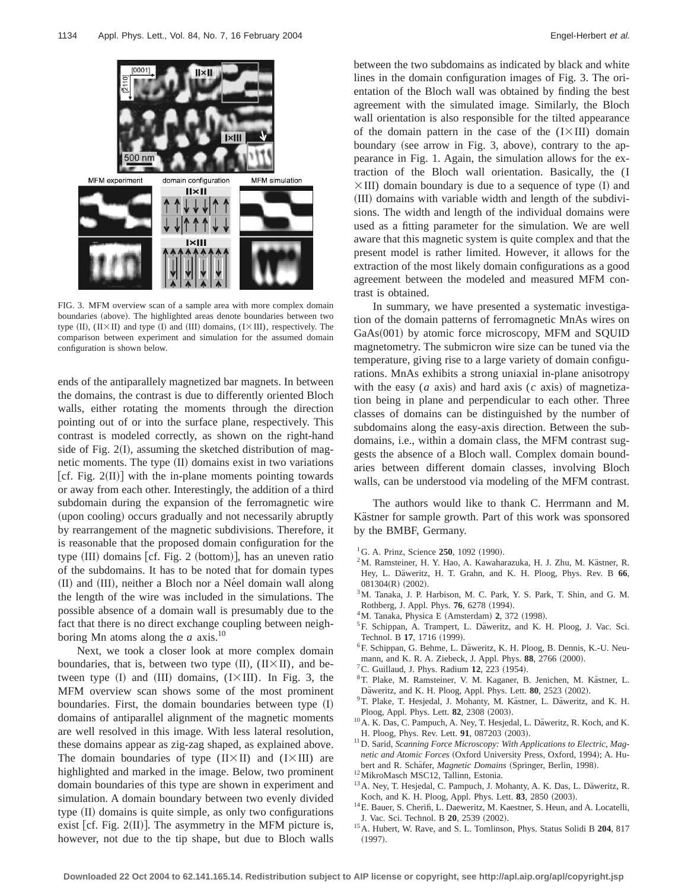FIG. 3. MFM overview scan of a sample area with more complex domain boundaries (above). The highlighted areas denote boundaries between two type (II), (II×II) and type (I) and (III) domains, (I×III), respectively. The comparison between experiment and simulation for the assumed domain configuration is shown below.

ends of the antiparallely magnetized bar magnets. In between the domains, the contrast is due to differently oriented Bloch walls, either rotating the moments through the direction pointing out of or into the surface plane, respectively. This contrast is modeled correctly, as shown on the right-hand side of Fig. 2(I), assuming the sketched distribution of magnetic moments. The type (II) domains exist in two variations [cf. Fig. 2(II)] with the in-plane moments pointing towards or away from each other. Interestingly, the addition of a third subdomain during the expansion of the ferromagnetic wire (upon cooling) occurs gradually and not necessarily abruptly by rearrangement of the magnetic subdivisions. Therefore, it is reasonable that the proposed domain configuration for the type (III) domains [cf. Fig. 2 (bottom)], has an uneven ratio of the subdomains. It has to be noted that for domain types (II) and (III), neither a Bloch nor a Néel domain wall along the length of the wire was included in the simulations. The possible absence of a domain wall is presumably due to the fact that there is no direct exchange coupling between neighboring Mn atoms along the *a* axis.[10]

Next, we took a closer look at more complex domain boundaries, that is, between two type (II), (II×II), and between type (I) and (III) domains, (I×III). In Fig. 3, the MFM overview scan shows some of the most prominent boundaries. First, the domain boundaries between type (I) domains of antiparallel alignment of the magnetic moments are well resolved in this image. With less lateral resolution, these domains appear as zig-zag shaped, as explained above. The domain boundaries of type (II×II) and (I×III) are highlighted and marked in the image. Below, two prominent domain boundaries of this type are shown in experiment and simulation. A domain boundary between two evenly divided type (II) domains is quite simple, as only two configurations exist [cf. Fig. 2(II)]. The asymmetry in the MFM picture is, however, not due to the tip shape, but due to Bloch walls between the two subdomains as indicated by black and white lines in the domain configuration images of Fig. 3. The orientation of the Bloch wall was obtained by finding the best agreement with the simulated image. Similarly, the Bloch wall orientation is also responsible for the tilted appearance of the domain pattern in the case of the (I×III) domain boundary (see arrow in Fig. 3, above), contrary to the appearance in Fig. 1. Again, the simulation allows for the extraction of the Bloch wall orientation. Basically, the (I ×III) domain boundary is due to a sequence of type (I) and (III) domains with variable width and length of the subdivisions. The width and length of the individual domains were used as a fitting parameter for the simulation. We are well aware that this magnetic system is quite complex and that the present model is rather limited. However, it allows for the extraction of the most likely domain configurations as a good agreement between the modeled and measured MFM contrast is obtained.

In summary, we have presented a systematic investigation of the domain patterns of ferromagnetic MnAs wires on GaAs(001) by atomic force microscopy, MFM and SQUID magnetometry. The submicron wire size can be tuned via the temperature, giving rise to a large variety of domain configurations. MnAs exhibits a strong uniaxial in-plane anisotropy with the easy (*a* axis) and hard axis (*c* axis) of magnetization being in plane and perpendicular to each other. Three classes of domains can be distinguished by the number of subdomains along the easy-axis direction. Between the subdomains, i.e., within a domain class, the MFM contrast suggests the absence of a Bloch wall. Complex domain boundaries between different domain classes, involving Bloch walls, can be understood via modeling of the MFM contrast.

The authors would like to thank C. Herrmann and M. Kästner for sample growth. Part of this work was sponsored by the BMBF, Germany.

[1] G. A. Prinz, Science **250**, 1092 (1990).
[2] M. Ramsteiner, H. Y. Hao, A. Kawaharazuka, H. J. Zhu, M. Kästner, R. Hey, L. Däweritz, H. T. Grahn, and K. H. Ploog, Phys. Rev. B **66**, 081304(R) (2002).
[3] M. Tanaka, J. P. Harbison, M. C. Park, Y. S. Park, T. Shin, and G. M. Rothberg, J. Appl. Phys. **76**, 6278 (1994).
[4] M. Tanaka, Physica E (Amsterdam) **2**, 372 (1998).
[5] F. Schippan, A. Trampert, L. Däweritz, and K. H. Ploog, J. Vac. Sci. Technol. B **17**, 1716 (1999).
[6] F. Schippan, G. Behme, L. Däweritz, K. H. Ploog, B. Dennis, K.-U. Neumann, and K. R. A. Ziebeck, J. Appl. Phys. **88**, 2766 (2000).
[7] C. Guillaud, J. Phys. Radium **12**, 223 (1954).
[8] T. Plake, M. Ramsteiner, V. M. Kaganer, B. Jenichen, M. Kästner, L. Däweritz, and K. H. Ploog, Appl. Phys. Lett. **80**, 2523 (2002).
[9] T. Plake, T. Hesjedal, J. Mohanty, M. Kästner, L. Däweritz, and K. H. Ploog, Appl. Phys. Lett. **82**, 2308 (2003).
[10] A. K. Das, C. Pampuch, A. Ney, T. Hesjedal, L. Däweritz, R. Koch, and K. H. Ploog, Phys. Rev. Lett. **91**, 087203 (2003).
[11] D. Sarid, *Scanning Force Microscopy: With Applications to Electric, Magnetic and Atomic Forces* (Oxford University Press, Oxford, 1994); A. Hubert and R. Schäfer, *Magnetic Domains* (Springer, Berlin, 1998).
[12] MikroMasch MSC12, Tallinn, Estonia.
[13] A. Ney, T. Hesjedal, C. Pampuch, J. Mohanty, A. K. Das, L. Däweritz, R. Koch, and K. H. Ploog, Appl. Phys. Lett. **83**, 2850 (2003).
[14] E. Bauer, S. Cherifi, L. Daeweritz, M. Kaestner, S. Heun, and A. Locatelli, J. Vac. Sci. Technol. B **20**, 2539 (2002).
[15] A. Hubert, W. Rave, and S. L. Tomlinson, Phys. Status Solidi B **204**, 817 (1997).